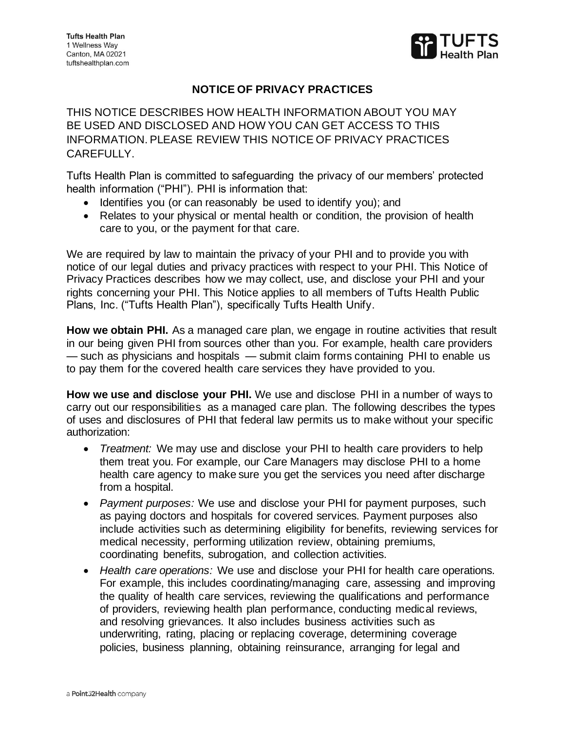Tufts Health Plan
1 Wellness Way
Canton, MA 02021
tuftshealthplan.com

# NOTICE OF PRIVACY PRACTICES

THIS NOTICE DESCRIBES HOW HEALTH INFORMATION ABOUT YOU MAY BE USED AND DISCLOSED AND HOW YOU CAN GET ACCESS TO THIS INFORMATION. PLEASE REVIEW THIS NOTICE OF PRIVACY PRACTICES CAREFULLY.

Tufts Health Plan is committed to safeguarding the privacy of our members' protected health information ("PHI"). PHI is information that:

- Identifies you (or can reasonably be used to identify you); and
- Relates to your physical or mental health or condition, the provision of health care to you, or the payment for that care.

We are required by law to maintain the privacy of your PHI and to provide you with notice of our legal duties and privacy practices with respect to your PHI. This Notice of Privacy Practices describes how we may collect, use, and disclose your PHI and your rights concerning your PHI. This Notice applies to all members of Tufts Health Public Plans, Inc. ("Tufts Health Plan"), specifically Tufts Health Unify.

**How we obtain PHI.** As a managed care plan, we engage in routine activities that result in our being given PHI from sources other than you. For example, health care providers — such as physicians and hospitals — submit claim forms containing PHI to enable us to pay them for the covered health care services they have provided to you.

**How we use and disclose your PHI.** We use and disclose PHI in a number of ways to carry out our responsibilities as a managed care plan. The following describes the types of uses and disclosures of PHI that federal law permits us to make without your specific authorization:

- *Treatment:* We may use and disclose your PHI to health care providers to help them treat you. For example, our Care Managers may disclose PHI to a home health care agency to make sure you get the services you need after discharge from a hospital.
- *Payment purposes:* We use and disclose your PHI for payment purposes, such as paying doctors and hospitals for covered services. Payment purposes also include activities such as determining eligibility for benefits, reviewing services for medical necessity, performing utilization review, obtaining premiums, coordinating benefits, subrogation, and collection activities.
- *Health care operations:* We use and disclose your PHI for health care operations. For example, this includes coordinating/managing care, assessing and improving the quality of health care services, reviewing the qualifications and performance of providers, reviewing health plan performance, conducting medical reviews, and resolving grievances. It also includes business activities such as underwriting, rating, placing or replacing coverage, determining coverage policies, business planning, obtaining reinsurance, arranging for legal and

a Point32Health company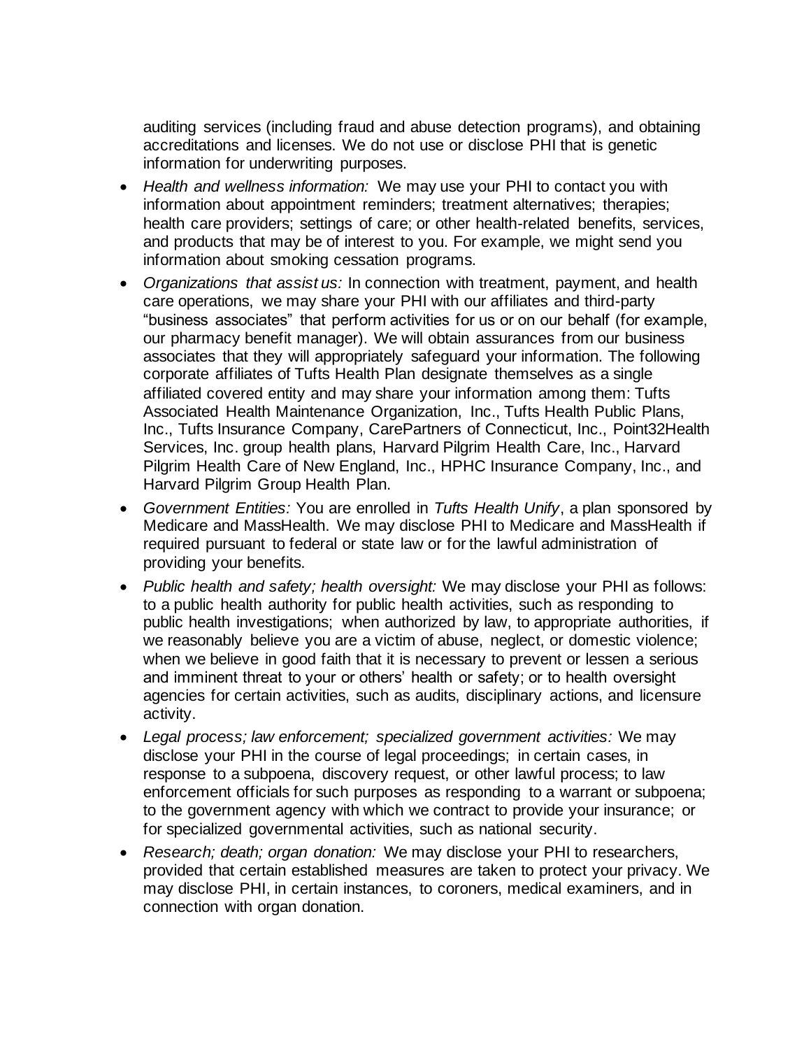auditing services (including fraud and abuse detection programs), and obtaining accreditations and licenses. We do not use or disclose PHI that is genetic information for underwriting purposes.

- *Health and wellness information:* We may use your PHI to contact you with information about appointment reminders; treatment alternatives; therapies; health care providers; settings of care; or other health-related benefits, services, and products that may be of interest to you. For example, we might send you information about smoking cessation programs.
- *Organizations that assist us:* In connection with treatment, payment, and health care operations, we may share your PHI with our affiliates and third-party "business associates" that perform activities for us or on our behalf (for example, our pharmacy benefit manager). We will obtain assurances from our business associates that they will appropriately safeguard your information. The following corporate affiliates of Tufts Health Plan designate themselves as a single affiliated covered entity and may share your information among them: Tufts Associated Health Maintenance Organization, Inc., Tufts Health Public Plans, Inc., Tufts Insurance Company, CarePartners of Connecticut, Inc., Point32Health Services, Inc. group health plans, Harvard Pilgrim Health Care, Inc., Harvard Pilgrim Health Care of New England, Inc., HPHC Insurance Company, Inc., and Harvard Pilgrim Group Health Plan.
- *Government Entities:* You are enrolled in *Tufts Health Unify*, a plan sponsored by Medicare and MassHealth. We may disclose PHI to Medicare and MassHealth if required pursuant to federal or state law or for the lawful administration of providing your benefits.
- *Public health and safety; health oversight:* We may disclose your PHI as follows: to a public health authority for public health activities, such as responding to public health investigations; when authorized by law, to appropriate authorities, if we reasonably believe you are a victim of abuse, neglect, or domestic violence; when we believe in good faith that it is necessary to prevent or lessen a serious and imminent threat to your or others' health or safety; or to health oversight agencies for certain activities, such as audits, disciplinary actions, and licensure activity.
- *Legal process; law enforcement; specialized government activities:* We may disclose your PHI in the course of legal proceedings; in certain cases, in response to a subpoena, discovery request, or other lawful process; to law enforcement officials for such purposes as responding to a warrant or subpoena; to the government agency with which we contract to provide your insurance; or for specialized governmental activities, such as national security.
- *Research; death; organ donation:* We may disclose your PHI to researchers, provided that certain established measures are taken to protect your privacy. We may disclose PHI, in certain instances, to coroners, medical examiners, and in connection with organ donation.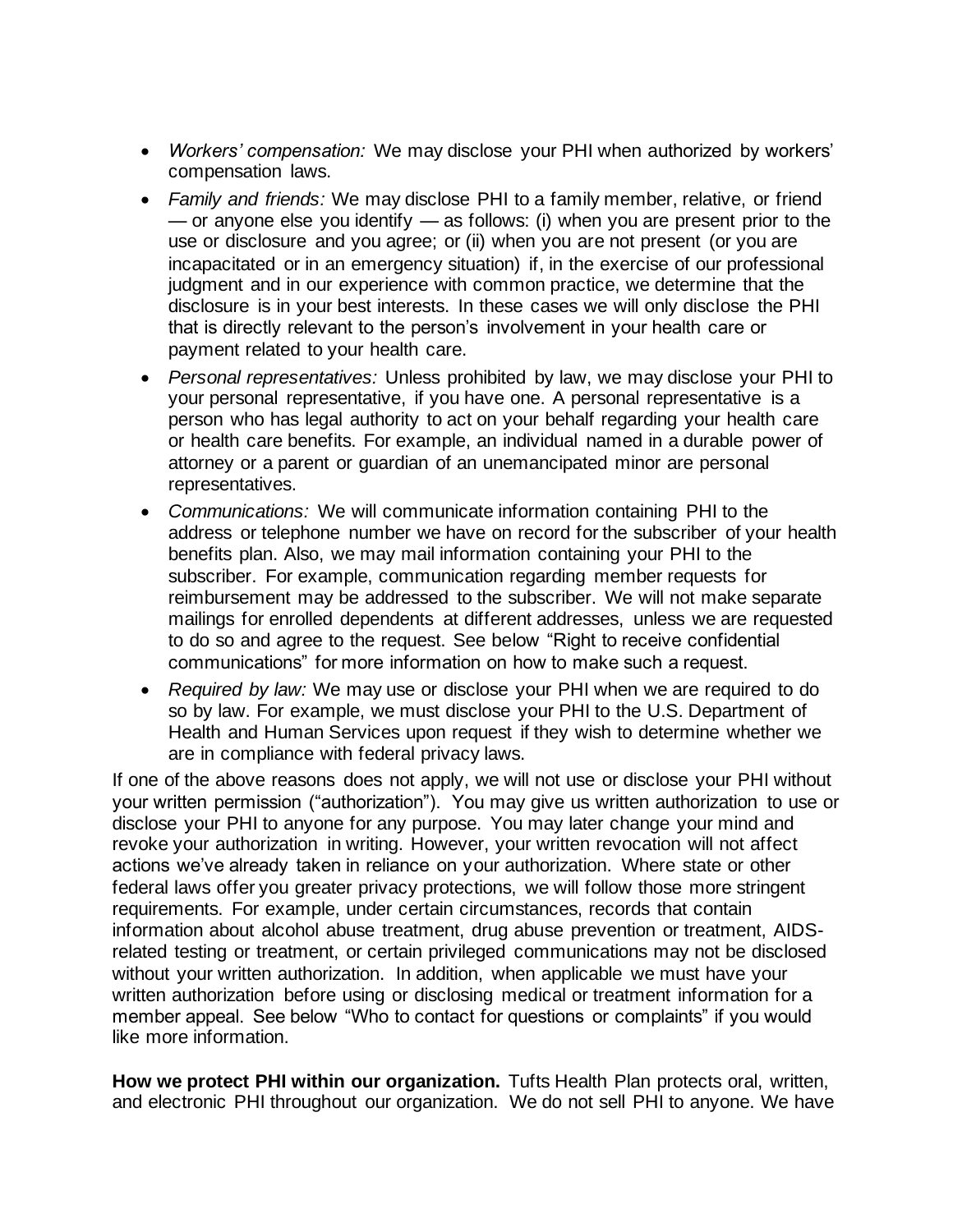- *Workers' compensation:* We may disclose your PHI when authorized by workers' compensation laws.
- *Family and friends:* We may disclose PHI to a family member, relative, or friend — or anyone else you identify — as follows: (i) when you are present prior to the use or disclosure and you agree; or (ii) when you are not present (or you are incapacitated or in an emergency situation) if, in the exercise of our professional judgment and in our experience with common practice, we determine that the disclosure is in your best interests. In these cases we will only disclose the PHI that is directly relevant to the person's involvement in your health care or payment related to your health care.
- *Personal representatives:* Unless prohibited by law, we may disclose your PHI to your personal representative, if you have one. A personal representative is a person who has legal authority to act on your behalf regarding your health care or health care benefits. For example, an individual named in a durable power of attorney or a parent or guardian of an unemancipated minor are personal representatives.
- *Communications:* We will communicate information containing PHI to the address or telephone number we have on record for the subscriber of your health benefits plan. Also, we may mail information containing your PHI to the subscriber. For example, communication regarding member requests for reimbursement may be addressed to the subscriber. We will not make separate mailings for enrolled dependents at different addresses, unless we are requested to do so and agree to the request. See below "Right to receive confidential communications" for more information on how to make such a request.
- *Required by law:* We may use or disclose your PHI when we are required to do so by law. For example, we must disclose your PHI to the U.S. Department of Health and Human Services upon request if they wish to determine whether we are in compliance with federal privacy laws.

If one of the above reasons does not apply, we will not use or disclose your PHI without your written permission ("authorization"). You may give us written authorization to use or disclose your PHI to anyone for any purpose. You may later change your mind and revoke your authorization in writing. However, your written revocation will not affect actions we've already taken in reliance on your authorization. Where state or other federal laws offer you greater privacy protections, we will follow those more stringent requirements. For example, under certain circumstances, records that contain information about alcohol abuse treatment, drug abuse prevention or treatment, AIDS-related testing or treatment, or certain privileged communications may not be disclosed without your written authorization. In addition, when applicable we must have your written authorization before using or disclosing medical or treatment information for a member appeal. See below "Who to contact for questions or complaints" if you would like more information.

**How we protect PHI within our organization.** Tufts Health Plan protects oral, written, and electronic PHI throughout our organization. We do not sell PHI to anyone. We have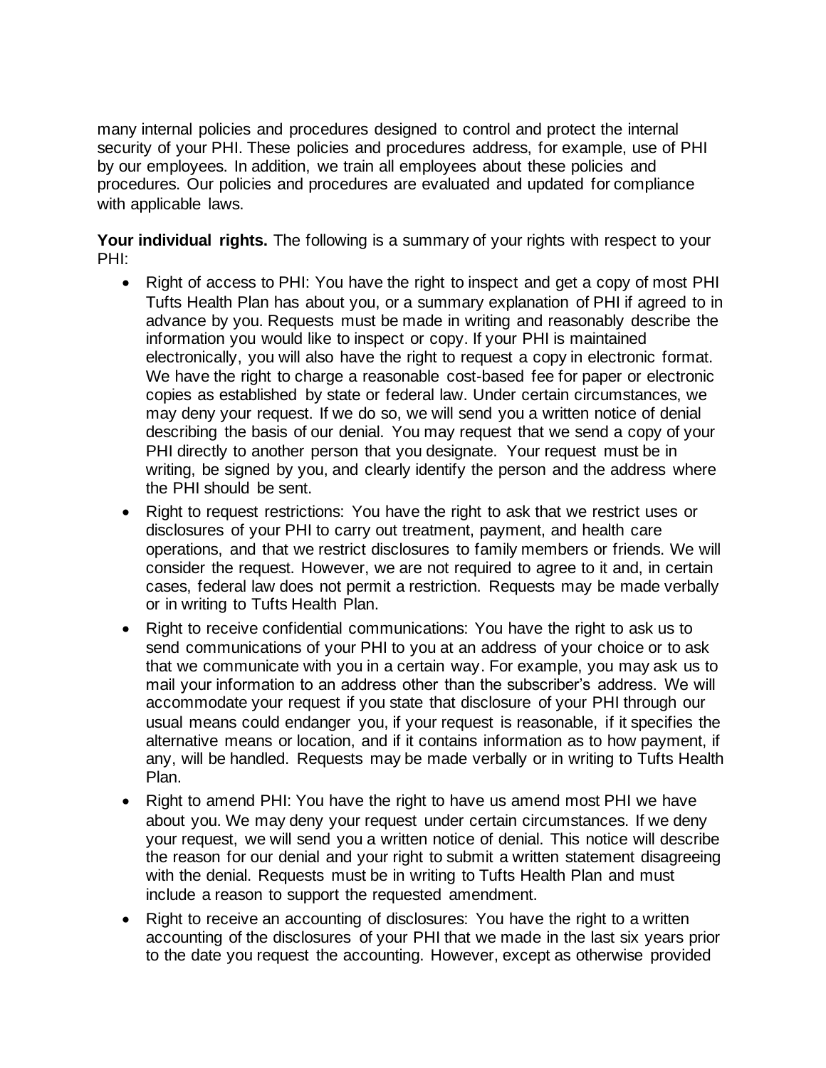many internal policies and procedures designed to control and protect the internal security of your PHI. These policies and procedures address, for example, use of PHI by our employees. In addition, we train all employees about these policies and procedures. Our policies and procedures are evaluated and updated for compliance with applicable laws.

**Your individual rights.** The following is a summary of your rights with respect to your PHI:

- Right of access to PHI: You have the right to inspect and get a copy of most PHI Tufts Health Plan has about you, or a summary explanation of PHI if agreed to in advance by you. Requests must be made in writing and reasonably describe the information you would like to inspect or copy. If your PHI is maintained electronically, you will also have the right to request a copy in electronic format. We have the right to charge a reasonable cost-based fee for paper or electronic copies as established by state or federal law. Under certain circumstances, we may deny your request. If we do so, we will send you a written notice of denial describing the basis of our denial. You may request that we send a copy of your PHI directly to another person that you designate. Your request must be in writing, be signed by you, and clearly identify the person and the address where the PHI should be sent.
- Right to request restrictions: You have the right to ask that we restrict uses or disclosures of your PHI to carry out treatment, payment, and health care operations, and that we restrict disclosures to family members or friends. We will consider the request. However, we are not required to agree to it and, in certain cases, federal law does not permit a restriction. Requests may be made verbally or in writing to Tufts Health Plan.
- Right to receive confidential communications: You have the right to ask us to send communications of your PHI to you at an address of your choice or to ask that we communicate with you in a certain way. For example, you may ask us to mail your information to an address other than the subscriber's address. We will accommodate your request if you state that disclosure of your PHI through our usual means could endanger you, if your request is reasonable, if it specifies the alternative means or location, and if it contains information as to how payment, if any, will be handled. Requests may be made verbally or in writing to Tufts Health Plan.
- Right to amend PHI: You have the right to have us amend most PHI we have about you. We may deny your request under certain circumstances. If we deny your request, we will send you a written notice of denial. This notice will describe the reason for our denial and your right to submit a written statement disagreeing with the denial. Requests must be in writing to Tufts Health Plan and must include a reason to support the requested amendment.
- Right to receive an accounting of disclosures: You have the right to a written accounting of the disclosures of your PHI that we made in the last six years prior to the date you request the accounting. However, except as otherwise provided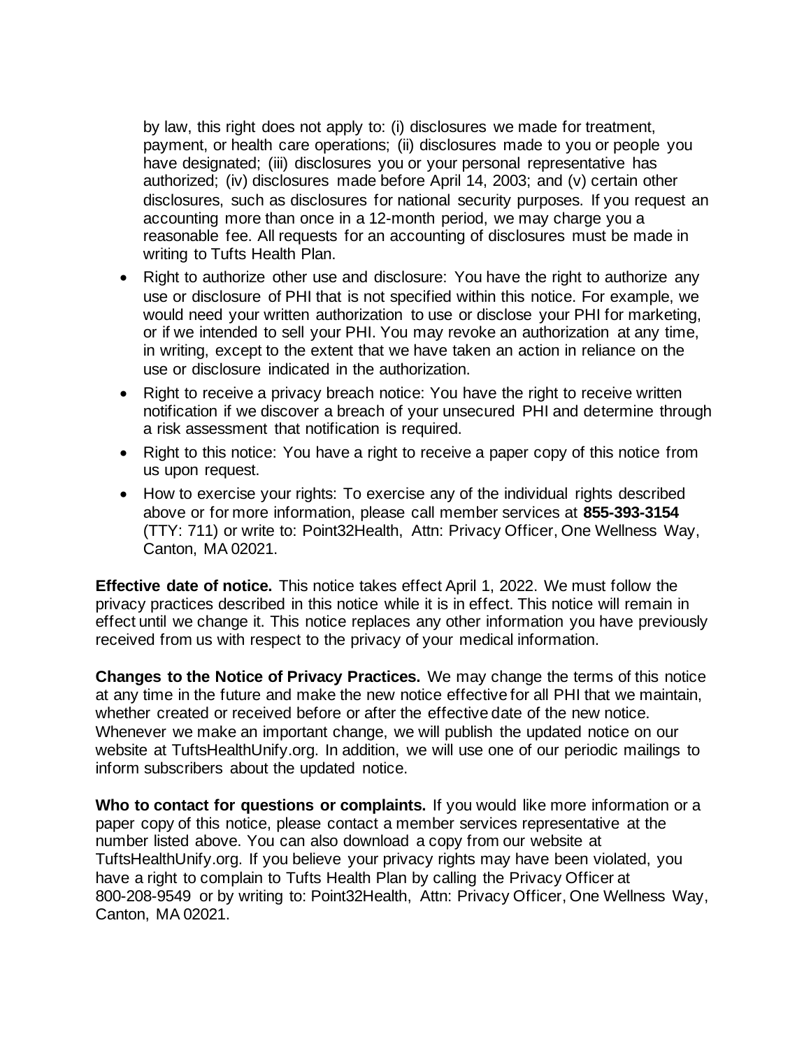by law, this right does not apply to: (i) disclosures we made for treatment, payment, or health care operations; (ii) disclosures made to you or people you have designated; (iii) disclosures you or your personal representative has authorized; (iv) disclosures made before April 14, 2003; and (v) certain other disclosures, such as disclosures for national security purposes. If you request an accounting more than once in a 12-month period, we may charge you a reasonable fee. All requests for an accounting of disclosures must be made in writing to Tufts Health Plan.

- Right to authorize other use and disclosure: You have the right to authorize any use or disclosure of PHI that is not specified within this notice. For example, we would need your written authorization to use or disclose your PHI for marketing, or if we intended to sell your PHI. You may revoke an authorization at any time, in writing, except to the extent that we have taken an action in reliance on the use or disclosure indicated in the authorization.
- Right to receive a privacy breach notice: You have the right to receive written notification if we discover a breach of your unsecured PHI and determine through a risk assessment that notification is required.
- Right to this notice: You have a right to receive a paper copy of this notice from us upon request.
- How to exercise your rights: To exercise any of the individual rights described above or for more information, please call member services at **855-393-3154** (TTY: 711) or write to: Point32Health, Attn: Privacy Officer, One Wellness Way, Canton, MA 02021.

**Effective date of notice.** This notice takes effect April 1, 2022. We must follow the privacy practices described in this notice while it is in effect. This notice will remain in effect until we change it. This notice replaces any other information you have previously received from us with respect to the privacy of your medical information.

**Changes to the Notice of Privacy Practices.** We may change the terms of this notice at any time in the future and make the new notice effective for all PHI that we maintain, whether created or received before or after the effective date of the new notice. Whenever we make an important change, we will publish the updated notice on our website at TuftsHealthUnify.org. In addition, we will use one of our periodic mailings to inform subscribers about the updated notice.

**Who to contact for questions or complaints.** If you would like more information or a paper copy of this notice, please contact a member services representative at the number listed above. You can also download a copy from our website at TuftsHealthUnify.org. If you believe your privacy rights may have been violated, you have a right to complain to Tufts Health Plan by calling the Privacy Officer at 800-208-9549 or by writing to: Point32Health, Attn: Privacy Officer, One Wellness Way, Canton, MA 02021.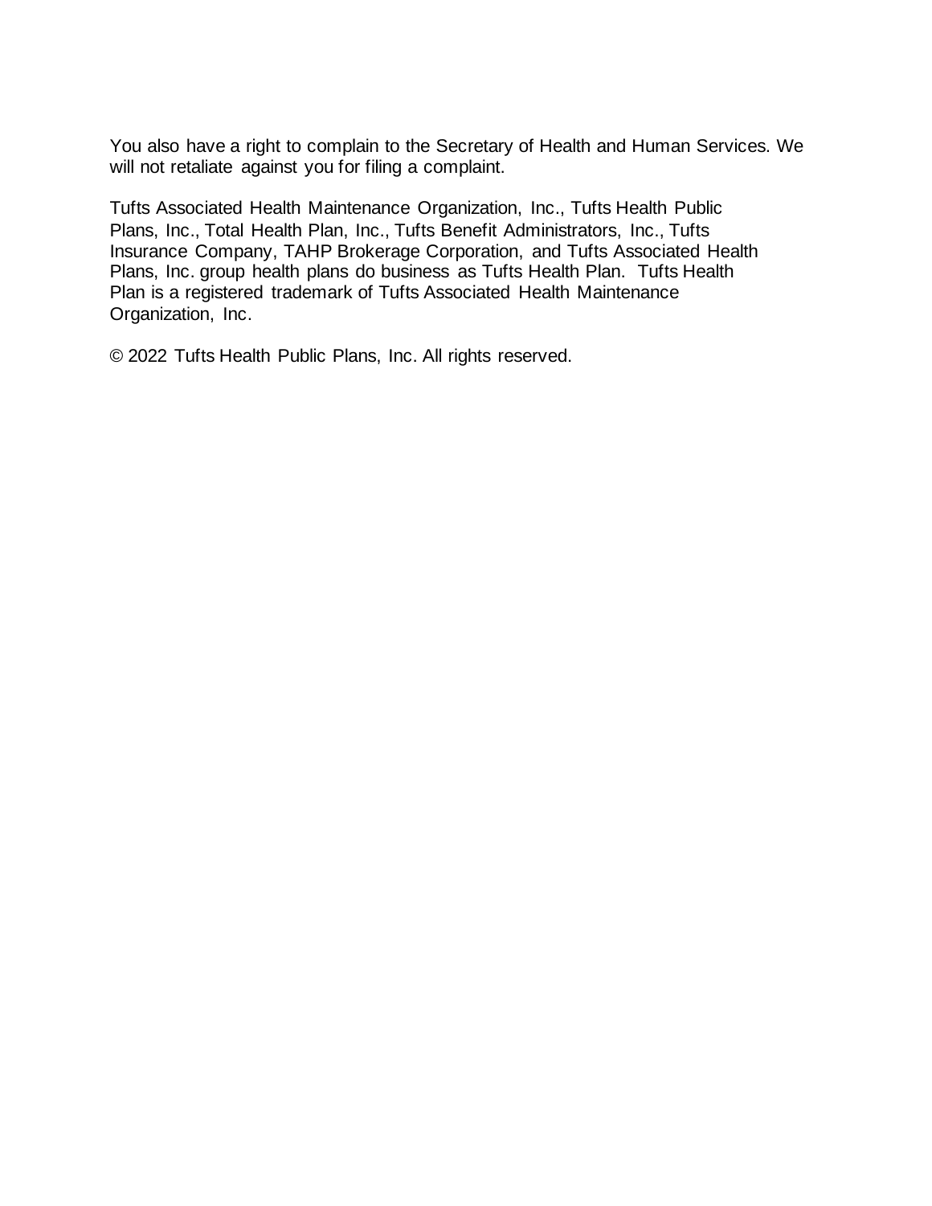You also have a right to complain to the Secretary of Health and Human Services. We will not retaliate against you for filing a complaint.

Tufts Associated Health Maintenance Organization, Inc., Tufts Health Public Plans, Inc., Total Health Plan, Inc., Tufts Benefit Administrators, Inc., Tufts Insurance Company, TAHP Brokerage Corporation, and Tufts Associated Health Plans, Inc. group health plans do business as Tufts Health Plan. Tufts Health Plan is a registered trademark of Tufts Associated Health Maintenance Organization, Inc.

© 2022 Tufts Health Public Plans, Inc. All rights reserved.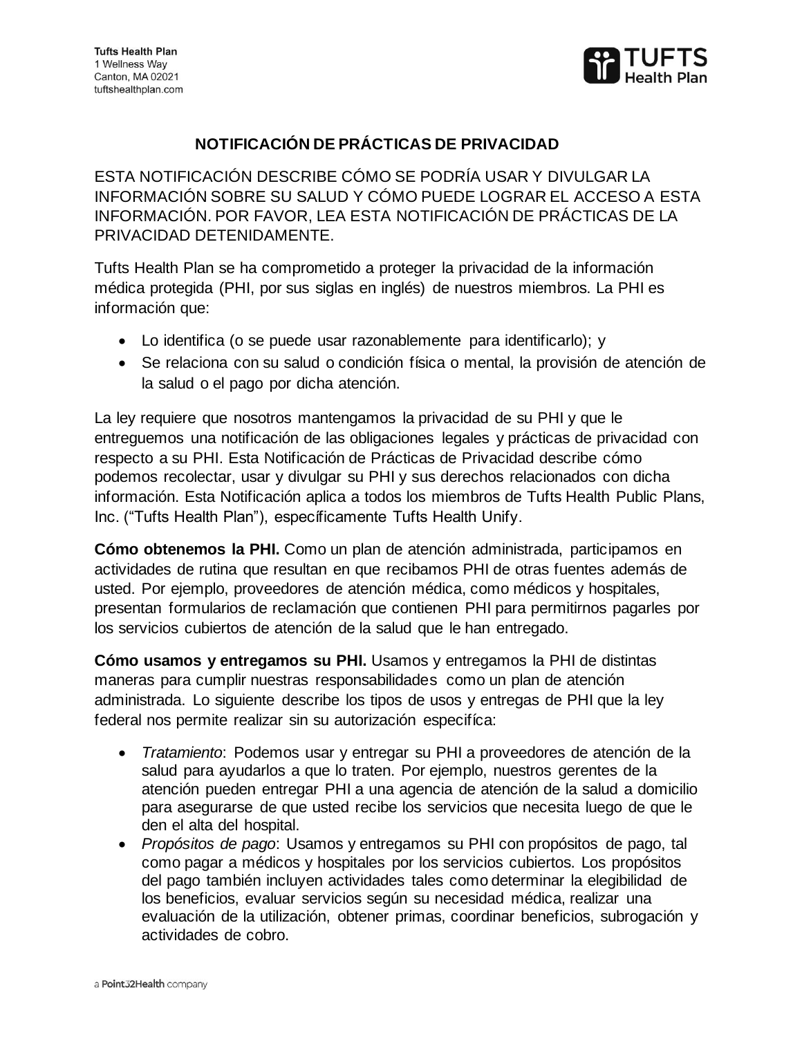Tufts Health Plan
1 Wellness Way
Canton, MA 02021
tuftshealthplan.com

# NOTIFICACIÓN DE PRÁCTICAS DE PRIVACIDAD

ESTA NOTIFICACIÓN DESCRIBE CÓMO SE PODRÍA USAR Y DIVULGAR LA INFORMACIÓN SOBRE SU SALUD Y CÓMO PUEDE LOGRAR EL ACCESO A ESTA INFORMACIÓN. POR FAVOR, LEA ESTA NOTIFICACIÓN DE PRÁCTICAS DE LA PRIVACIDAD DETENIDAMENTE.

Tufts Health Plan se ha comprometido a proteger la privacidad de la información médica protegida (PHI, por sus siglas en inglés) de nuestros miembros. La PHI es información que:

- Lo identifica (o se puede usar razonablemente para identificarlo); y
- Se relaciona con su salud o condición física o mental, la provisión de atención de la salud o el pago por dicha atención.

La ley requiere que nosotros mantengamos la privacidad de su PHI y que le entreguemos una notificación de las obligaciones legales y prácticas de privacidad con respecto a su PHI. Esta Notificación de Prácticas de Privacidad describe cómo podemos recolectar, usar y divulgar su PHI y sus derechos relacionados con dicha información. Esta Notificación aplica a todos los miembros de Tufts Health Public Plans, Inc. ("Tufts Health Plan"), específicamente Tufts Health Unify.

**Cómo obtenemos la PHI.** Como un plan de atención administrada, participamos en actividades de rutina que resultan en que recibamos PHI de otras fuentes además de usted. Por ejemplo, proveedores de atención médica, como médicos y hospitales, presentan formularios de reclamación que contienen PHI para permitirnos pagarles por los servicios cubiertos de atención de la salud que le han entregado.

**Cómo usamos y entregamos su PHI.** Usamos y entregamos la PHI de distintas maneras para cumplir nuestras responsabilidades como un plan de atención administrada. Lo siguiente describe los tipos de usos y entregas de PHI que la ley federal nos permite realizar sin su autorización especifíca:

- *Tratamiento*: Podemos usar y entregar su PHI a proveedores de atención de la salud para ayudarlos a que lo traten. Por ejemplo, nuestros gerentes de la atención pueden entregar PHI a una agencia de atención de la salud a domicilio para asegurarse de que usted recibe los servicios que necesita luego de que le den el alta del hospital.
- *Propósitos de pago*: Usamos y entregamos su PHI con propósitos de pago, tal como pagar a médicos y hospitales por los servicios cubiertos. Los propósitos del pago también incluyen actividades tales como determinar la elegibilidad de los beneficios, evaluar servicios según su necesidad médica, realizar una evaluación de la utilización, obtener primas, coordinar beneficios, subrogación y actividades de cobro.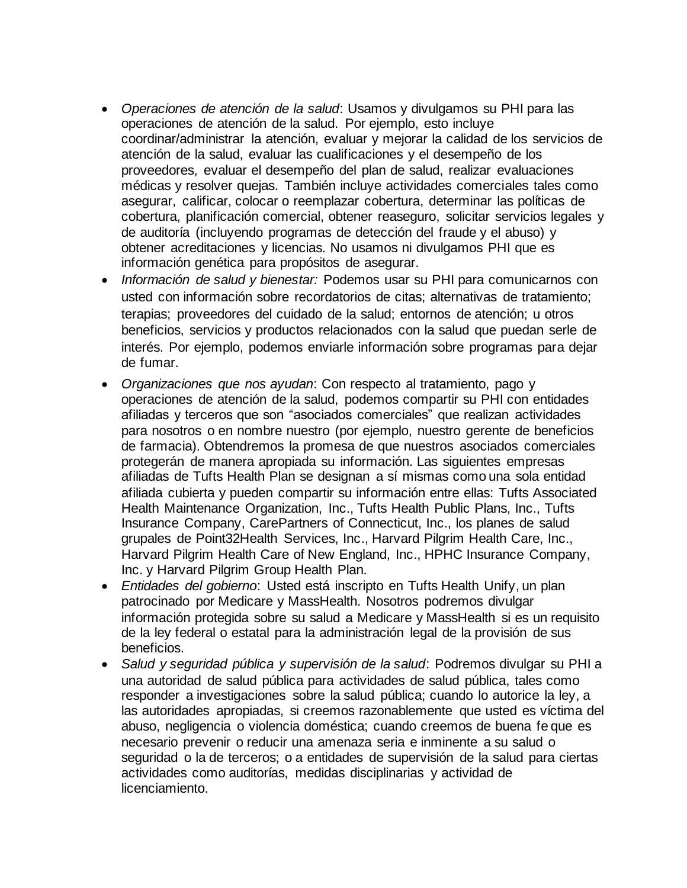- *Operaciones de atención de la salud*: Usamos y divulgamos su PHI para las operaciones de atención de la salud. Por ejemplo, esto incluye coordinar/administrar la atención, evaluar y mejorar la calidad de los servicios de atención de la salud, evaluar las cualificaciones y el desempeño de los proveedores, evaluar el desempeño del plan de salud, realizar evaluaciones médicas y resolver quejas. También incluye actividades comerciales tales como asegurar, calificar, colocar o reemplazar cobertura, determinar las políticas de cobertura, planificación comercial, obtener reaseguro, solicitar servicios legales y de auditoría (incluyendo programas de detección del fraude y el abuso) y obtener acreditaciones y licencias. No usamos ni divulgamos PHI que es información genética para propósitos de asegurar.
- *Información de salud y bienestar:* Podemos usar su PHI para comunicarnos con usted con información sobre recordatorios de citas; alternativas de tratamiento; terapias; proveedores del cuidado de la salud; entornos de atención; u otros beneficios, servicios y productos relacionados con la salud que puedan serle de interés. Por ejemplo, podemos enviarle información sobre programas para dejar de fumar.
- *Organizaciones que nos ayudan*: Con respecto al tratamiento, pago y operaciones de atención de la salud, podemos compartir su PHI con entidades afiliadas y terceros que son "asociados comerciales" que realizan actividades para nosotros o en nombre nuestro (por ejemplo, nuestro gerente de beneficios de farmacia). Obtendremos la promesa de que nuestros asociados comerciales protegerán de manera apropiada su información. Las siguientes empresas afiliadas de Tufts Health Plan se designan a sí mismas como una sola entidad afiliada cubierta y pueden compartir su información entre ellas: Tufts Associated Health Maintenance Organization, Inc., Tufts Health Public Plans, Inc., Tufts Insurance Company, CarePartners of Connecticut, Inc., los planes de salud grupales de Point32Health Services, Inc., Harvard Pilgrim Health Care, Inc., Harvard Pilgrim Health Care of New England, Inc., HPHC Insurance Company, Inc. y Harvard Pilgrim Group Health Plan.
- *Entidades del gobierno*: Usted está inscripto en Tufts Health Unify, un plan patrocinado por Medicare y MassHealth. Nosotros podremos divulgar información protegida sobre su salud a Medicare y MassHealth si es un requisito de la ley federal o estatal para la administración legal de la provisión de sus beneficios.
- *Salud y seguridad pública y supervisión de la salud*: Podremos divulgar su PHI a una autoridad de salud pública para actividades de salud pública, tales como responder a investigaciones sobre la salud pública; cuando lo autorice la ley, a las autoridades apropiadas, si creemos razonablemente que usted es víctima del abuso, negligencia o violencia doméstica; cuando creemos de buena fe que es necesario prevenir o reducir una amenaza seria e inminente a su salud o seguridad o la de terceros; o a entidades de supervisión de la salud para ciertas actividades como auditorías, medidas disciplinarias y actividad de licenciamiento.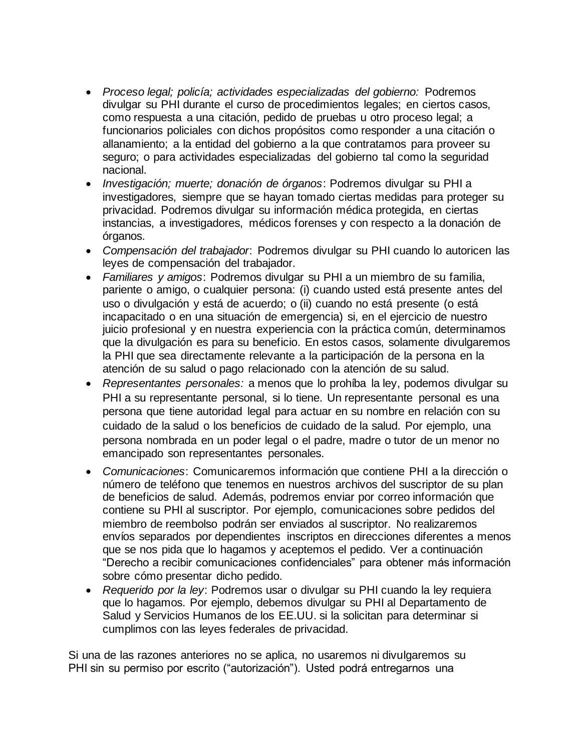- *Proceso legal; policía; actividades especializadas del gobierno:* Podremos divulgar su PHI durante el curso de procedimientos legales; en ciertos casos, como respuesta a una citación, pedido de pruebas u otro proceso legal; a funcionarios policiales con dichos propósitos como responder a una citación o allanamiento; a la entidad del gobierno a la que contratamos para proveer su seguro; o para actividades especializadas del gobierno tal como la seguridad nacional.
- *Investigación; muerte; donación de órganos*: Podremos divulgar su PHI a investigadores, siempre que se hayan tomado ciertas medidas para proteger su privacidad. Podremos divulgar su información médica protegida, en ciertas instancias, a investigadores, médicos forenses y con respecto a la donación de órganos.
- *Compensación del trabajador*: Podremos divulgar su PHI cuando lo autoricen las leyes de compensación del trabajador.
- *Familiares y amigos*: Podremos divulgar su PHI a un miembro de su familia, pariente o amigo, o cualquier persona: (i) cuando usted está presente antes del uso o divulgación y está de acuerdo; o (ii) cuando no está presente (o está incapacitado o en una situación de emergencia) si, en el ejercicio de nuestro juicio profesional y en nuestra experiencia con la práctica común, determinamos que la divulgación es para su beneficio. En estos casos, solamente divulgaremos la PHI que sea directamente relevante a la participación de la persona en la atención de su salud o pago relacionado con la atención de su salud.
- *Representantes personales:* a menos que lo prohíba la ley, podemos divulgar su PHI a su representante personal, si lo tiene. Un representante personal es una persona que tiene autoridad legal para actuar en su nombre en relación con su cuidado de la salud o los beneficios de cuidado de la salud. Por ejemplo, una persona nombrada en un poder legal o el padre, madre o tutor de un menor no emancipado son representantes personales.
- *Comunicaciones*: Comunicaremos información que contiene PHI a la dirección o número de teléfono que tenemos en nuestros archivos del suscriptor de su plan de beneficios de salud. Además, podremos enviar por correo información que contiene su PHI al suscriptor. Por ejemplo, comunicaciones sobre pedidos del miembro de reembolso podrán ser enviados al suscriptor. No realizaremos envíos separados por dependientes inscriptos en direcciones diferentes a menos que se nos pida que lo hagamos y aceptemos el pedido. Ver a continuación "Derecho a recibir comunicaciones confidenciales" para obtener más información sobre cómo presentar dicho pedido.
- *Requerido por la ley*: Podremos usar o divulgar su PHI cuando la ley requiera que lo hagamos. Por ejemplo, debemos divulgar su PHI al Departamento de Salud y Servicios Humanos de los EE.UU. si la solicitan para determinar si cumplimos con las leyes federales de privacidad.

Si una de las razones anteriores no se aplica, no usaremos ni divulgaremos su PHI sin su permiso por escrito ("autorización"). Usted podrá entregarnos una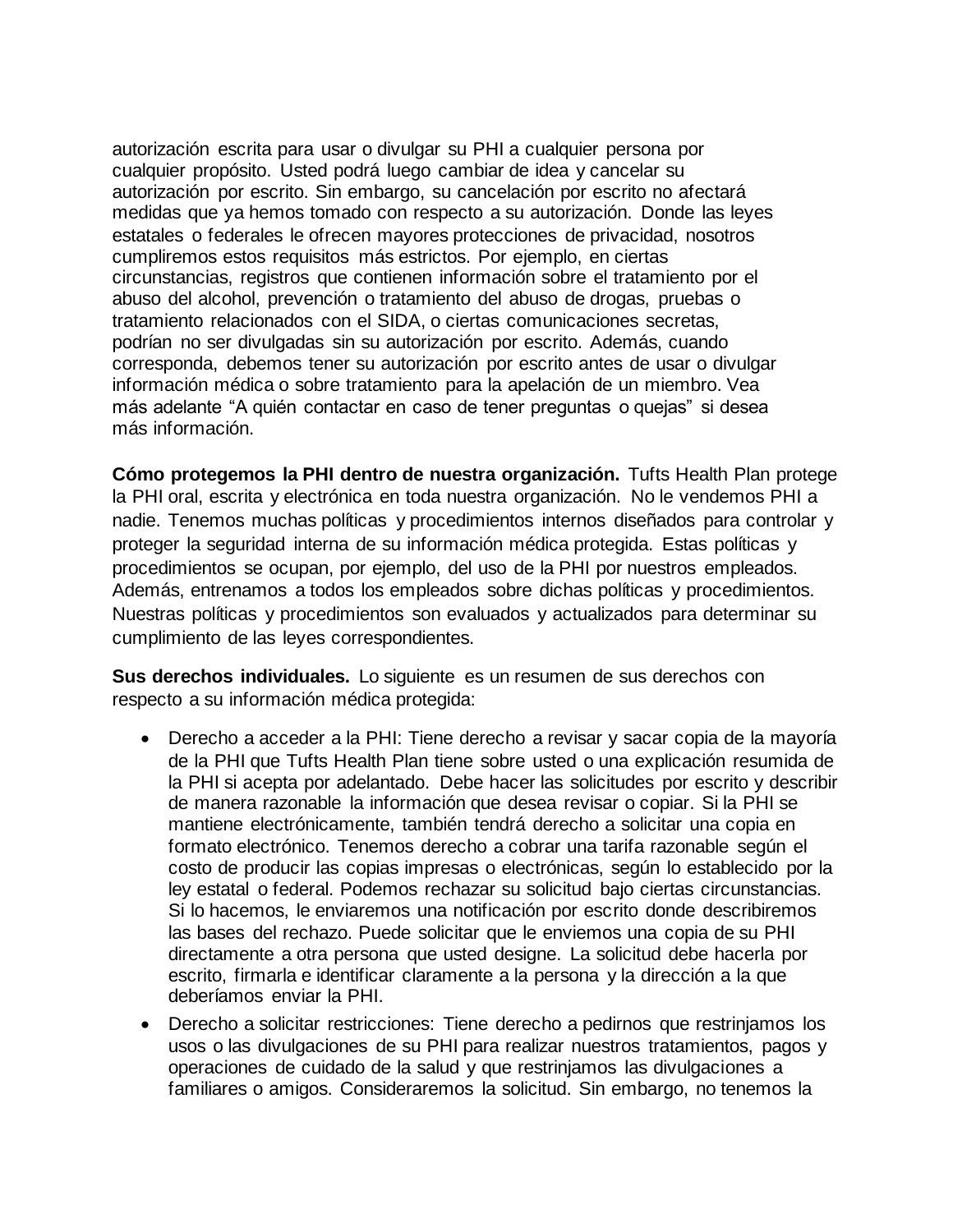autorización escrita para usar o divulgar su PHI a cualquier persona por cualquier propósito. Usted podrá luego cambiar de idea y cancelar su autorización por escrito. Sin embargo, su cancelación por escrito no afectará medidas que ya hemos tomado con respecto a su autorización. Donde las leyes estatales o federales le ofrecen mayores protecciones de privacidad, nosotros cumpliremos estos requisitos más estrictos. Por ejemplo, en ciertas circunstancias, registros que contienen información sobre el tratamiento por el abuso del alcohol, prevención o tratamiento del abuso de drogas, pruebas o tratamiento relacionados con el SIDA, o ciertas comunicaciones secretas, podrían no ser divulgadas sin su autorización por escrito. Además, cuando corresponda, debemos tener su autorización por escrito antes de usar o divulgar información médica o sobre tratamiento para la apelación de un miembro. Vea más adelante "A quién contactar en caso de tener preguntas o quejas" si desea más información.

**Cómo protegemos la PHI dentro de nuestra organización.** Tufts Health Plan protege la PHI oral, escrita y electrónica en toda nuestra organización. No le vendemos PHI a nadie. Tenemos muchas políticas y procedimientos internos diseñados para controlar y proteger la seguridad interna de su información médica protegida. Estas políticas y procedimientos se ocupan, por ejemplo, del uso de la PHI por nuestros empleados. Además, entrenamos a todos los empleados sobre dichas políticas y procedimientos. Nuestras políticas y procedimientos son evaluados y actualizados para determinar su cumplimiento de las leyes correspondientes.

**Sus derechos individuales.** Lo siguiente es un resumen de sus derechos con respecto a su información médica protegida:

- Derecho a acceder a la PHI: Tiene derecho a revisar y sacar copia de la mayoría de la PHI que Tufts Health Plan tiene sobre usted o una explicación resumida de la PHI si acepta por adelantado. Debe hacer las solicitudes por escrito y describir de manera razonable la información que desea revisar o copiar. Si la PHI se mantiene electrónicamente, también tendrá derecho a solicitar una copia en formato electrónico. Tenemos derecho a cobrar una tarifa razonable según el costo de producir las copias impresas o electrónicas, según lo establecido por la ley estatal o federal. Podemos rechazar su solicitud bajo ciertas circunstancias. Si lo hacemos, le enviaremos una notificación por escrito donde describiremos las bases del rechazo. Puede solicitar que le enviemos una copia de su PHI directamente a otra persona que usted designe. La solicitud debe hacerla por escrito, firmarla e identificar claramente a la persona y la dirección a la que deberíamos enviar la PHI.
- Derecho a solicitar restricciones: Tiene derecho a pedirnos que restrinjamos los usos o las divulgaciones de su PHI para realizar nuestros tratamientos, pagos y operaciones de cuidado de la salud y que restrinjamos las divulgaciones a familiares o amigos. Consideraremos la solicitud. Sin embargo, no tenemos la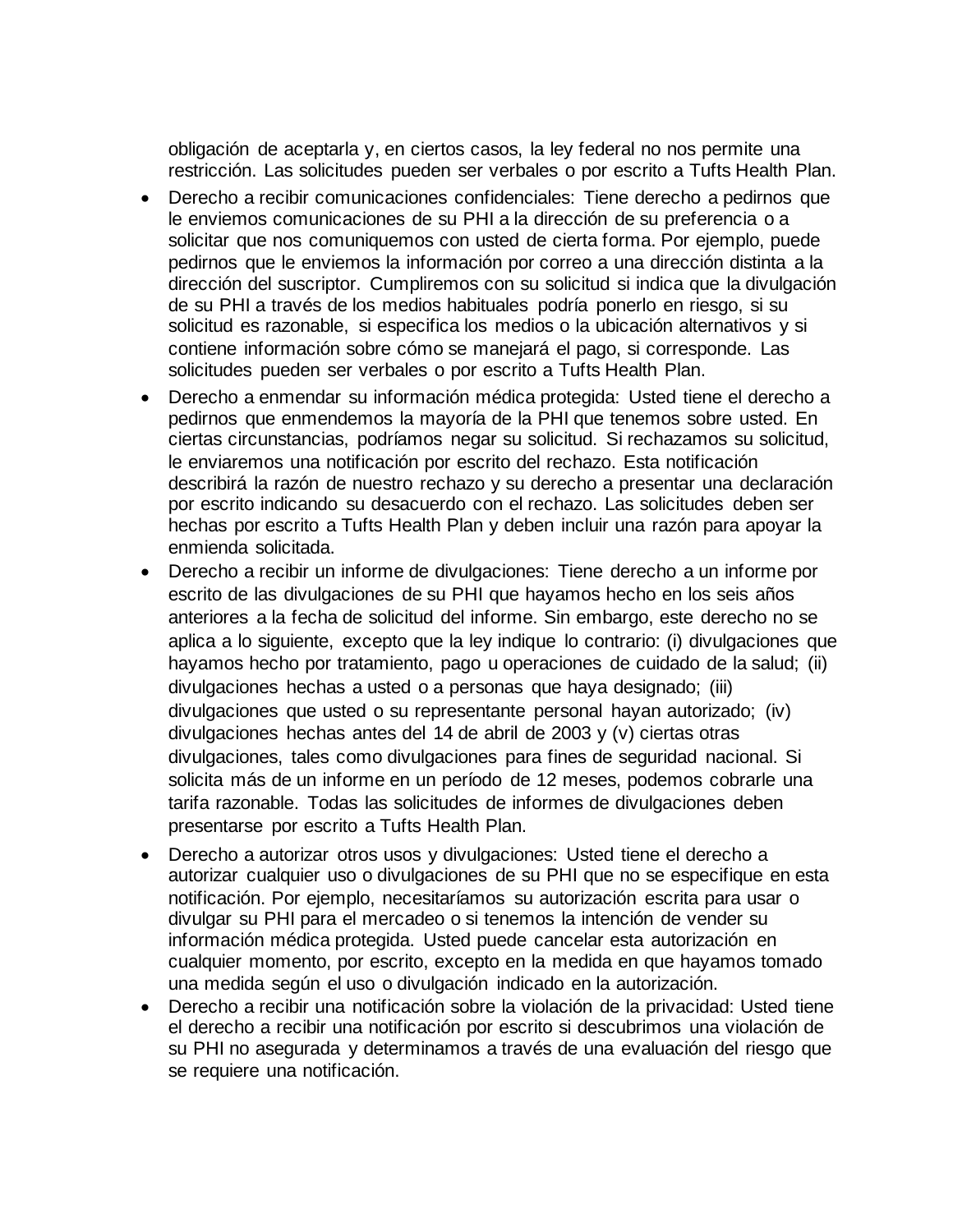obligación de aceptarla y, en ciertos casos, la ley federal no nos permite una restricción. Las solicitudes pueden ser verbales o por escrito a Tufts Health Plan.

- Derecho a recibir comunicaciones confidenciales: Tiene derecho a pedirnos que le enviemos comunicaciones de su PHI a la dirección de su preferencia o a solicitar que nos comuniquemos con usted de cierta forma. Por ejemplo, puede pedirnos que le enviemos la información por correo a una dirección distinta a la dirección del suscriptor. Cumpliremos con su solicitud si indica que la divulgación de su PHI a través de los medios habituales podría ponerlo en riesgo, si su solicitud es razonable, si especifica los medios o la ubicación alternativos y si contiene información sobre cómo se manejará el pago, si corresponde. Las solicitudes pueden ser verbales o por escrito a Tufts Health Plan.
- Derecho a enmendar su información médica protegida: Usted tiene el derecho a pedirnos que enmendemos la mayoría de la PHI que tenemos sobre usted. En ciertas circunstancias, podríamos negar su solicitud. Si rechazamos su solicitud, le enviaremos una notificación por escrito del rechazo. Esta notificación describirá la razón de nuestro rechazo y su derecho a presentar una declaración por escrito indicando su desacuerdo con el rechazo. Las solicitudes deben ser hechas por escrito a Tufts Health Plan y deben incluir una razón para apoyar la enmienda solicitada.
- Derecho a recibir un informe de divulgaciones: Tiene derecho a un informe por escrito de las divulgaciones de su PHI que hayamos hecho en los seis años anteriores a la fecha de solicitud del informe. Sin embargo, este derecho no se aplica a lo siguiente, excepto que la ley indique lo contrario: (i) divulgaciones que hayamos hecho por tratamiento, pago u operaciones de cuidado de la salud; (ii) divulgaciones hechas a usted o a personas que haya designado; (iii) divulgaciones que usted o su representante personal hayan autorizado; (iv) divulgaciones hechas antes del 14 de abril de 2003 y (v) ciertas otras divulgaciones, tales como divulgaciones para fines de seguridad nacional. Si solicita más de un informe en un período de 12 meses, podemos cobrarle una tarifa razonable. Todas las solicitudes de informes de divulgaciones deben presentarse por escrito a Tufts Health Plan.
- Derecho a autorizar otros usos y divulgaciones: Usted tiene el derecho a autorizar cualquier uso o divulgaciones de su PHI que no se especifique en esta notificación. Por ejemplo, necesitaríamos su autorización escrita para usar o divulgar su PHI para el mercadeo o si tenemos la intención de vender su información médica protegida. Usted puede cancelar esta autorización en cualquier momento, por escrito, excepto en la medida en que hayamos tomado una medida según el uso o divulgación indicado en la autorización.
- Derecho a recibir una notificación sobre la violación de la privacidad: Usted tiene el derecho a recibir una notificación por escrito si descubrimos una violación de su PHI no asegurada y determinamos a través de una evaluación del riesgo que se requiere una notificación.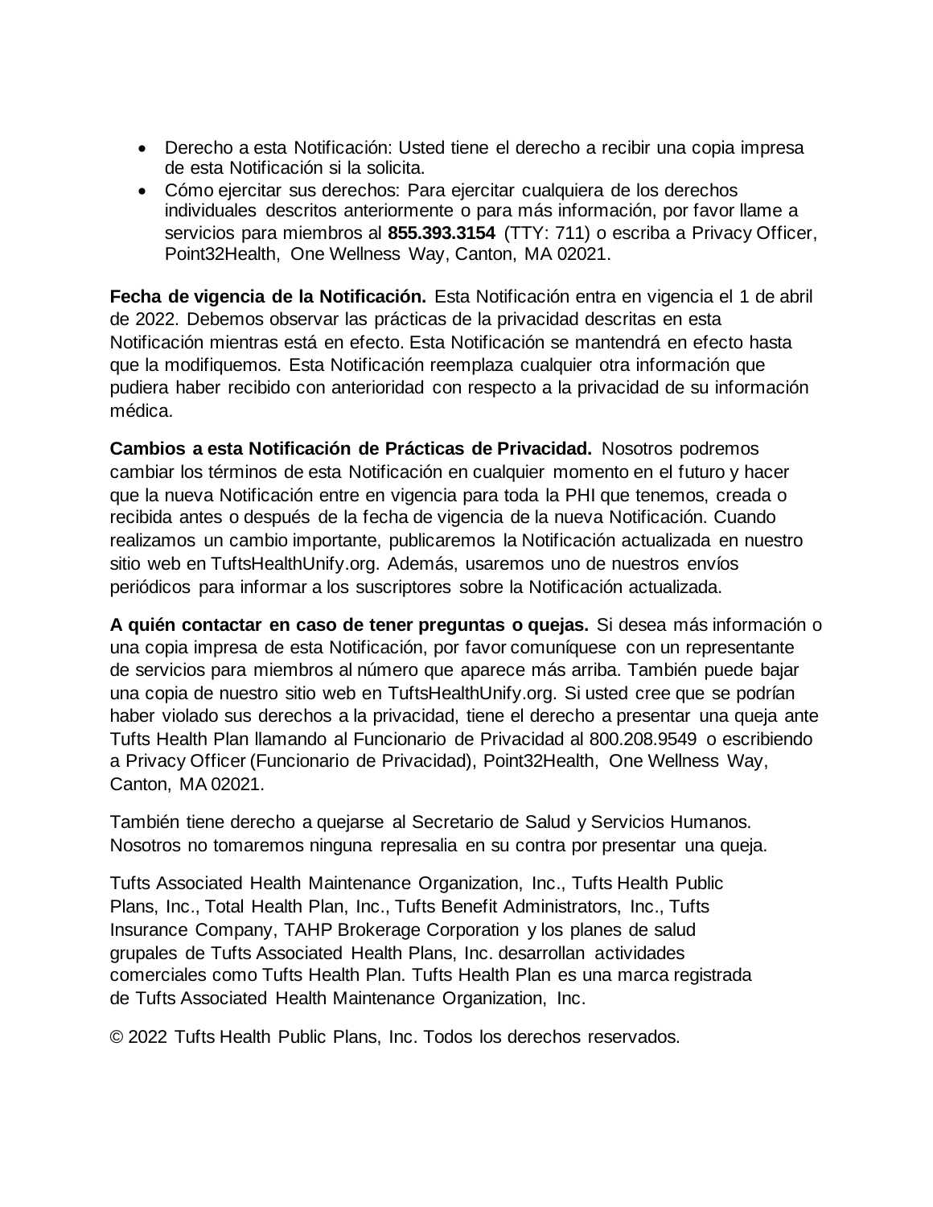- Derecho a esta Notificación: Usted tiene el derecho a recibir una copia impresa de esta Notificación si la solicita.
- Cómo ejercitar sus derechos: Para ejercitar cualquiera de los derechos individuales descritos anteriormente o para más información, por favor llame a servicios para miembros al **855.393.3154** (TTY: 711) o escriba a Privacy Officer, Point32Health, One Wellness Way, Canton, MA 02021.

**Fecha de vigencia de la Notificación.** Esta Notificación entra en vigencia el 1 de abril de 2022. Debemos observar las prácticas de la privacidad descritas en esta Notificación mientras está en efecto. Esta Notificación se mantendrá en efecto hasta que la modifiquemos. Esta Notificación reemplaza cualquier otra información que pudiera haber recibido con anterioridad con respecto a la privacidad de su información médica.

**Cambios a esta Notificación de Prácticas de Privacidad.** Nosotros podremos cambiar los términos de esta Notificación en cualquier momento en el futuro y hacer que la nueva Notificación entre en vigencia para toda la PHI que tenemos, creada o recibida antes o después de la fecha de vigencia de la nueva Notificación. Cuando realizamos un cambio importante, publicaremos la Notificación actualizada en nuestro sitio web en TuftsHealthUnify.org. Además, usaremos uno de nuestros envíos periódicos para informar a los suscriptores sobre la Notificación actualizada.

**A quién contactar en caso de tener preguntas o quejas.** Si desea más información o una copia impresa de esta Notificación, por favor comuníquese con un representante de servicios para miembros al número que aparece más arriba. También puede bajar una copia de nuestro sitio web en TuftsHealthUnify.org. Si usted cree que se podrían haber violado sus derechos a la privacidad, tiene el derecho a presentar una queja ante Tufts Health Plan llamando al Funcionario de Privacidad al 800.208.9549 o escribiendo a Privacy Officer (Funcionario de Privacidad), Point32Health, One Wellness Way, Canton, MA 02021.

También tiene derecho a quejarse al Secretario de Salud y Servicios Humanos. Nosotros no tomaremos ninguna represalia en su contra por presentar una queja.

Tufts Associated Health Maintenance Organization, Inc., Tufts Health Public Plans, Inc., Total Health Plan, Inc., Tufts Benefit Administrators, Inc., Tufts Insurance Company, TAHP Brokerage Corporation y los planes de salud grupales de Tufts Associated Health Plans, Inc. desarrollan actividades comerciales como Tufts Health Plan. Tufts Health Plan es una marca registrada de Tufts Associated Health Maintenance Organization, Inc.

© 2022 Tufts Health Public Plans, Inc. Todos los derechos reservados.